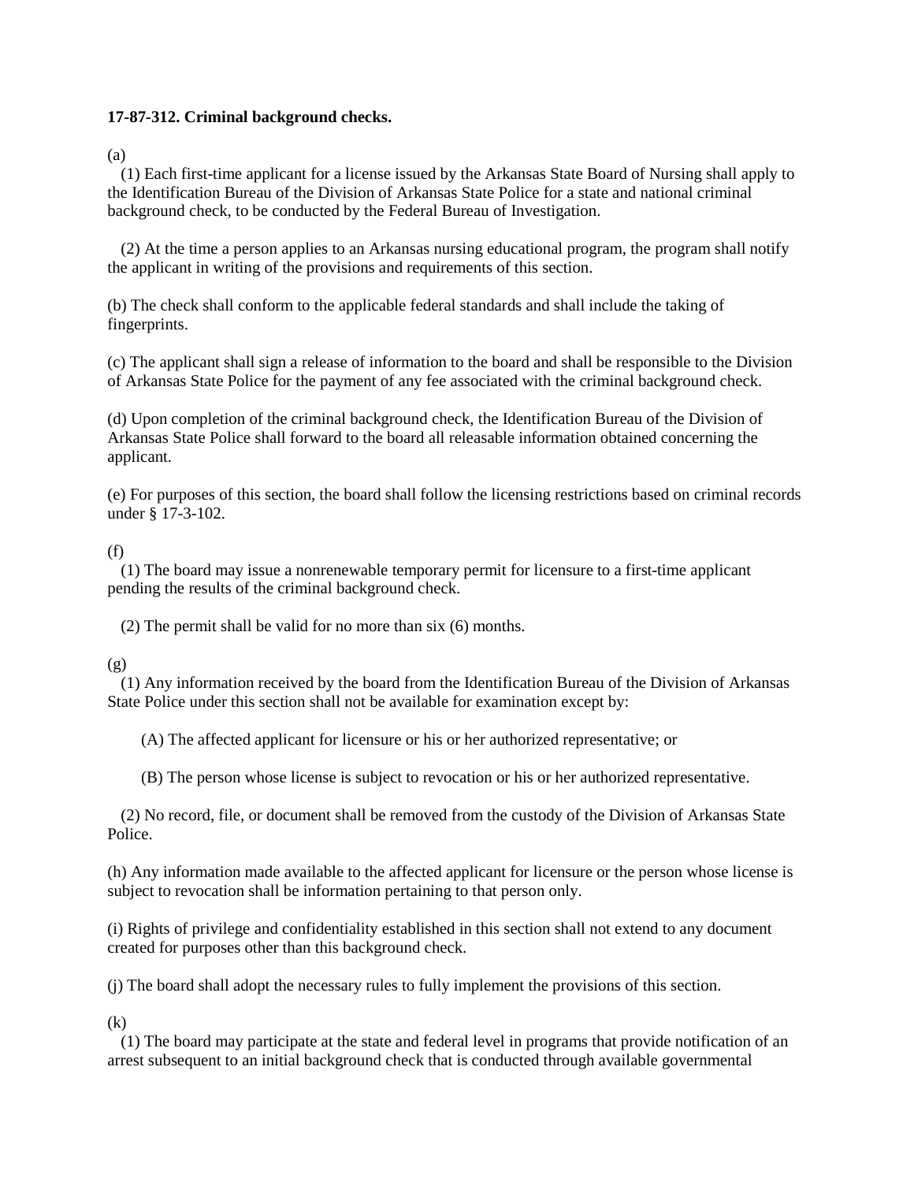**17-87-312. Criminal background checks.**

(a)

(1) Each first-time applicant for a license issued by the Arkansas State Board of Nursing shall apply to the Identification Bureau of the Division of Arkansas State Police for a state and national criminal background check, to be conducted by the Federal Bureau of Investigation.

(2) At the time a person applies to an Arkansas nursing educational program, the program shall notify the applicant in writing of the provisions and requirements of this section.

(b) The check shall conform to the applicable federal standards and shall include the taking of fingerprints.

(c) The applicant shall sign a release of information to the board and shall be responsible to the Division of Arkansas State Police for the payment of any fee associated with the criminal background check.

(d) Upon completion of the criminal background check, the Identification Bureau of the Division of Arkansas State Police shall forward to the board all releasable information obtained concerning the applicant.

(e) For purposes of this section, the board shall follow the licensing restrictions based on criminal records under § 17-3-102.

(f)

(1) The board may issue a nonrenewable temporary permit for licensure to a first-time applicant pending the results of the criminal background check.

(2) The permit shall be valid for no more than six (6) months.

(g)

(1) Any information received by the board from the Identification Bureau of the Division of Arkansas State Police under this section shall not be available for examination except by:

(A) The affected applicant for licensure or his or her authorized representative; or

(B) The person whose license is subject to revocation or his or her authorized representative.

(2) No record, file, or document shall be removed from the custody of the Division of Arkansas State Police.

(h) Any information made available to the affected applicant for licensure or the person whose license is subject to revocation shall be information pertaining to that person only.

(i) Rights of privilege and confidentiality established in this section shall not extend to any document created for purposes other than this background check.

(j) The board shall adopt the necessary rules to fully implement the provisions of this section.

(k)

(1) The board may participate at the state and federal level in programs that provide notification of an arrest subsequent to an initial background check that is conducted through available governmental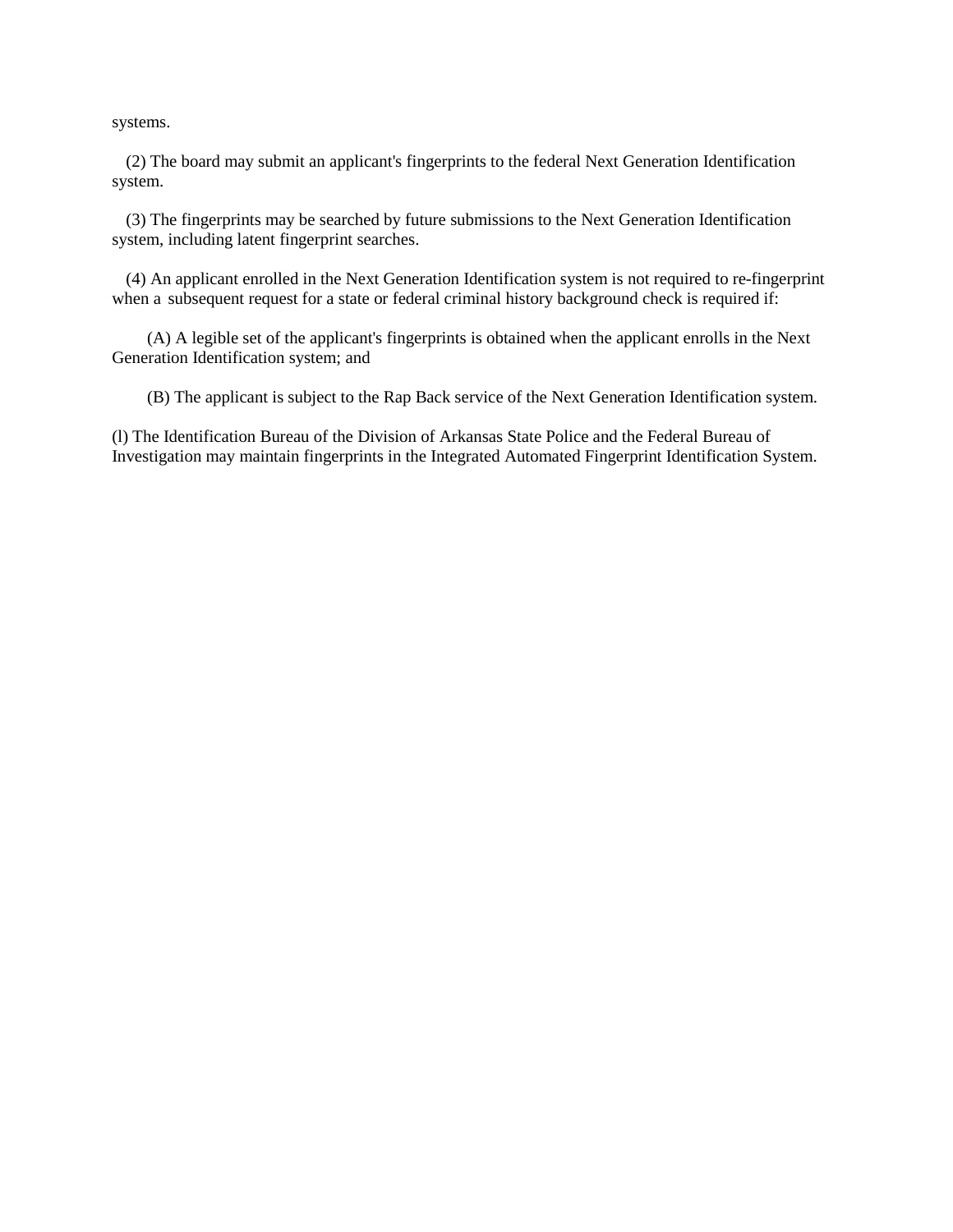systems.

(2) The board may submit an applicant's fingerprints to the federal Next Generation Identification system.

(3) The fingerprints may be searched by future submissions to the Next Generation Identification system, including latent fingerprint searches.

(4) An applicant enrolled in the Next Generation Identification system is not required to re-fingerprint when a subsequent request for a state or federal criminal history background check is required if:

(A) A legible set of the applicant's fingerprints is obtained when the applicant enrolls in the Next Generation Identification system; and

(B) The applicant is subject to the Rap Back service of the Next Generation Identification system.

(l) The Identification Bureau of the Division of Arkansas State Police and the Federal Bureau of Investigation may maintain fingerprints in the Integrated Automated Fingerprint Identification System.